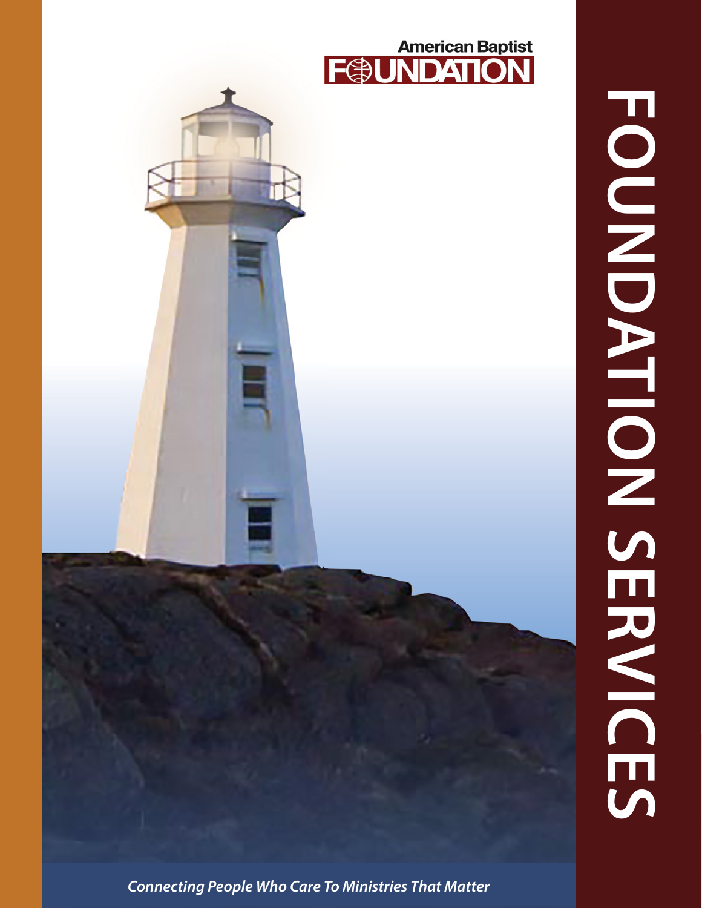American Baptist

# FOUNDATION

# FOUNDATION SERVICES

*Connecting People Who Care To Ministries That Matter*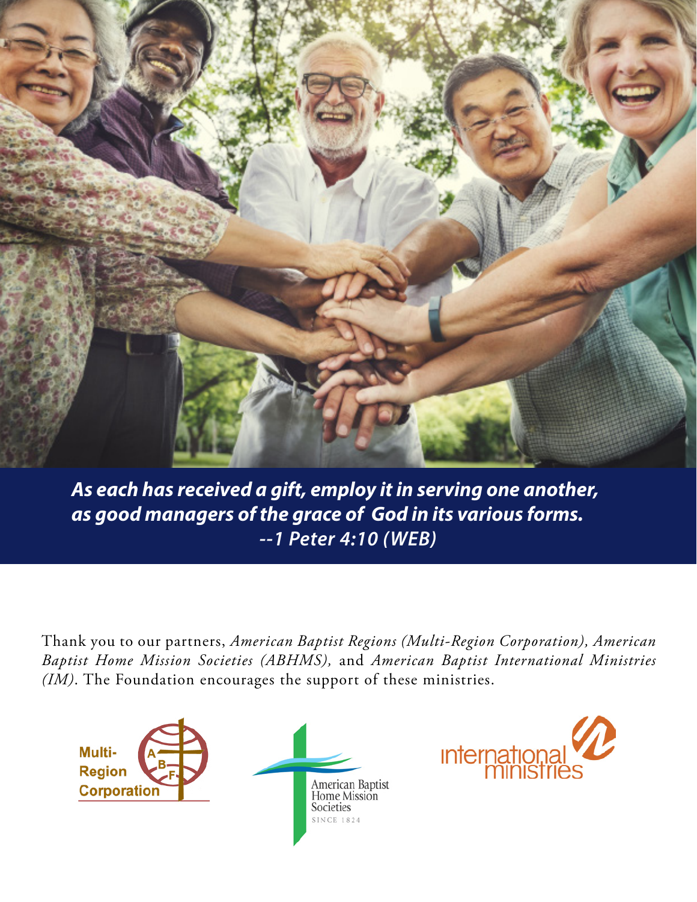***As each has received a gift, employ it in serving one another, as good managers of the grace of God in its various forms.***
***--1 Peter 4:10 (WEB)***

Thank you to our partners, *American Baptist Regions (Multi-Region Corporation), American Baptist Home Mission Societies (ABHMS),* and *American Baptist International Ministries (IM)*. The Foundation encourages the support of these ministries.

Multi-Region Corporation

American Baptist Home Mission Societies SINCE 1824

international ministries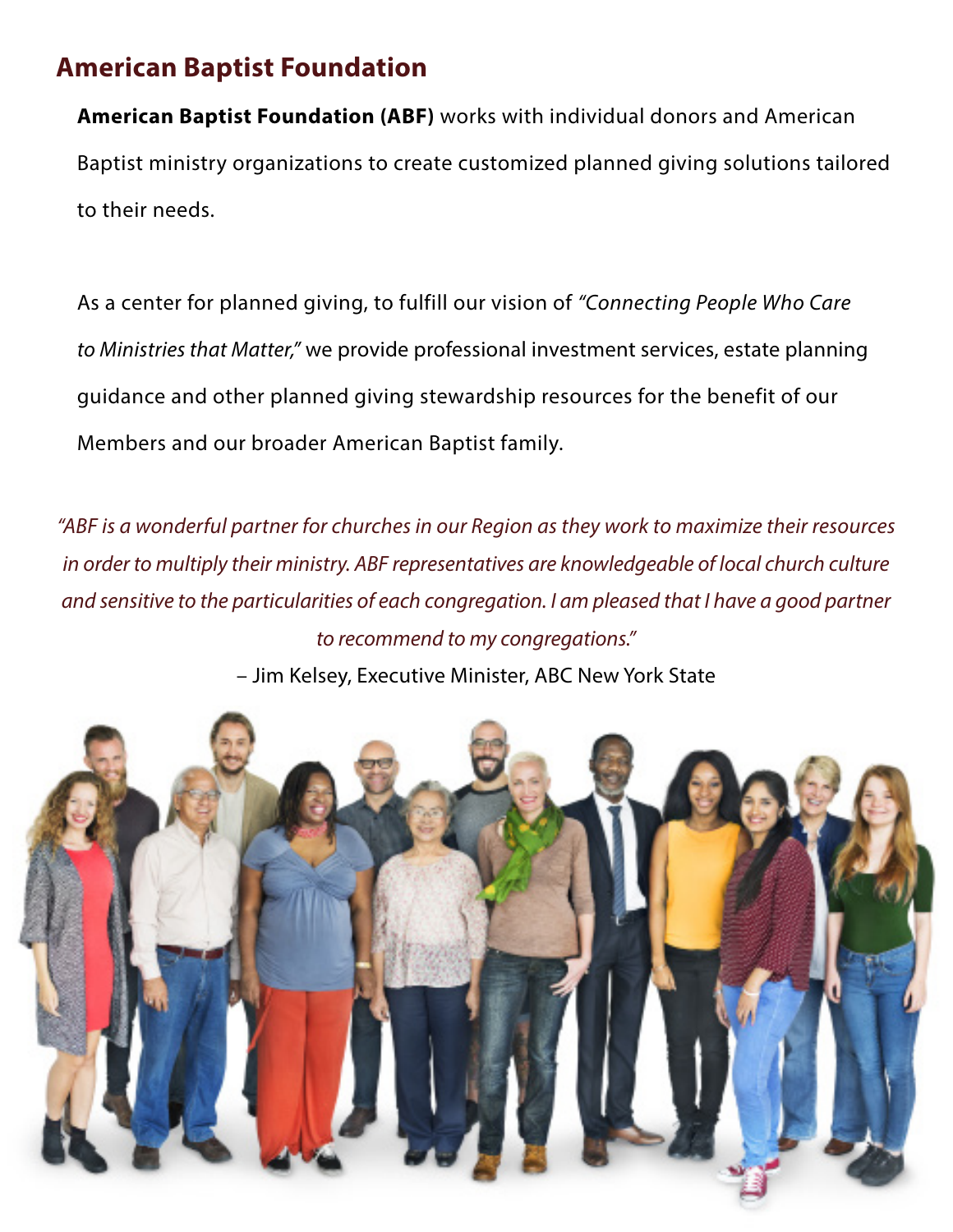## American Baptist Foundation

**American Baptist Foundation (ABF)** works with individual donors and American Baptist ministry organizations to create customized planned giving solutions tailored to their needs.

As a center for planned giving, to fulfill our vision of *"Connecting People Who Care to Ministries that Matter,"* we provide professional investment services, estate planning guidance and other planned giving stewardship resources for the benefit of our Members and our broader American Baptist family.

*"ABF is a wonderful partner for churches in our Region as they work to maximize their resources in order to multiply their ministry. ABF representatives are knowledgeable of local church culture and sensitive to the particularities of each congregation. I am pleased that I have a good partner to recommend to my congregations."*

– Jim Kelsey, Executive Minister, ABC New York State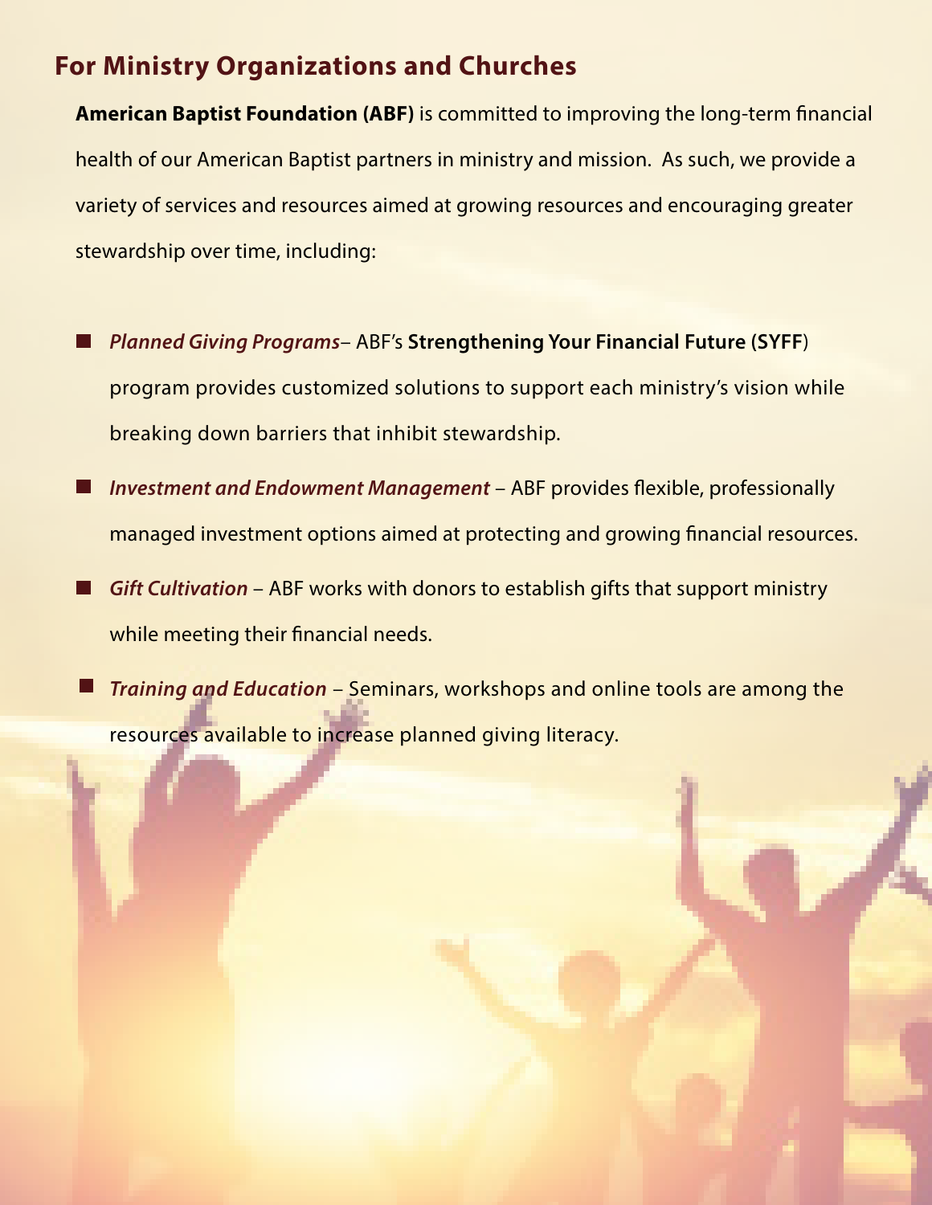## For Ministry Organizations and Churches

**American Baptist Foundation (ABF)** is committed to improving the long-term financial health of our American Baptist partners in ministry and mission. As such, we provide a variety of services and resources aimed at growing resources and encouraging greater stewardship over time, including:

- ***Planned Giving Programs***– ABF's **Strengthening Your Financial Future** (**SYFF**) program provides customized solutions to support each ministry's vision while breaking down barriers that inhibit stewardship.
- ***Investment and Endowment Management*** – ABF provides flexible, professionally managed investment options aimed at protecting and growing financial resources.
- ***Gift Cultivation*** – ABF works with donors to establish gifts that support ministry while meeting their financial needs.
- ***Training and Education*** – Seminars, workshops and online tools are among the resources available to increase planned giving literacy.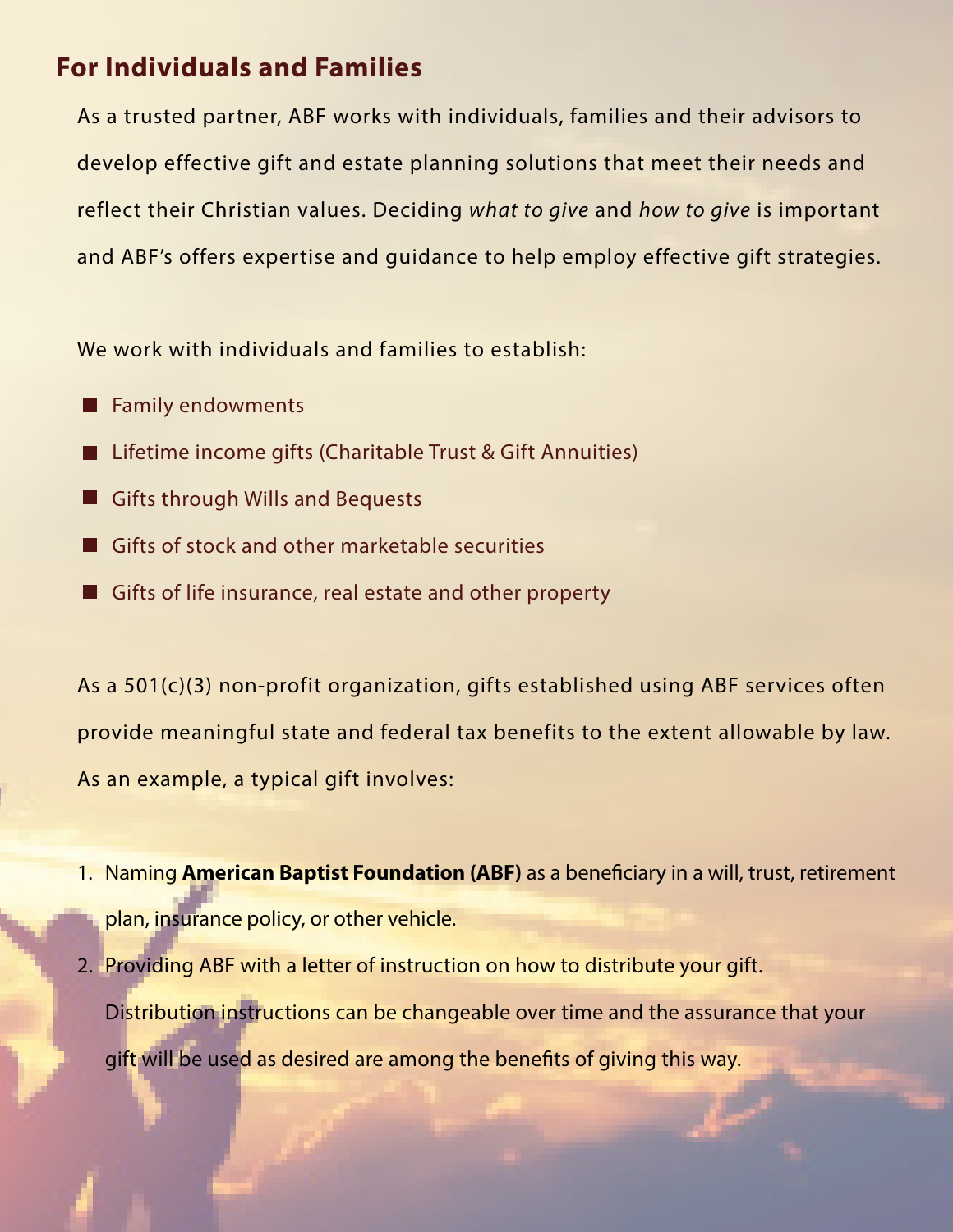## For Individuals and Families

As a trusted partner, ABF works with individuals, families and their advisors to develop effective gift and estate planning solutions that meet their needs and reflect their Christian values. Deciding *what to give* and *how to give* is important and ABF's offers expertise and guidance to help employ effective gift strategies.

We work with individuals and families to establish:

- Family endowments
- Lifetime income gifts (Charitable Trust & Gift Annuities)
- Gifts through Wills and Bequests
- Gifts of stock and other marketable securities
- Gifts of life insurance, real estate and other property

As a 501(c)(3) non-profit organization, gifts established using ABF services often provide meaningful state and federal tax benefits to the extent allowable by law. As an example, a typical gift involves:

1. Naming **American Baptist Foundation (ABF)** as a beneficiary in a will, trust, retirement plan, insurance policy, or other vehicle.
2. Providing ABF with a letter of instruction on how to distribute your gift. Distribution instructions can be changeable over time and the assurance that your gift will be used as desired are among the benefits of giving this way.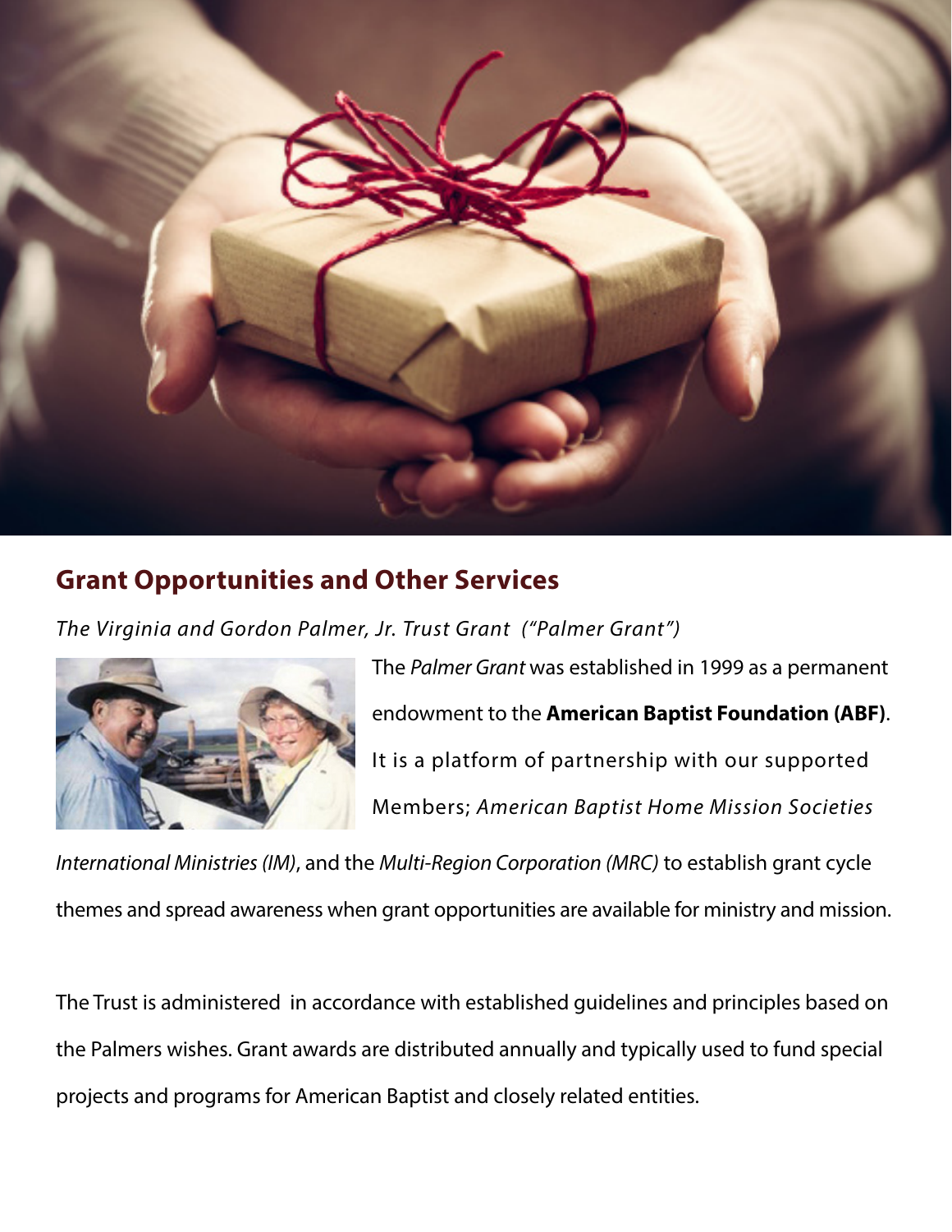## Grant Opportunities and Other Services

*The Virginia and Gordon Palmer, Jr. Trust Grant  ("Palmer Grant")*

The *Palmer Grant* was established in 1999 as a permanent endowment to the **American Baptist Foundation (ABF)**. It is a platform of partnership with our supported Members; *American Baptist Home Mission Societies International Ministries (IM)*, and the *Multi-Region Corporation (MRC)* to establish grant cycle themes and spread awareness when grant opportunities are available for ministry and mission.

The Trust is administered  in accordance with established guidelines and principles based on the Palmers wishes. Grant awards are distributed annually and typically used to fund special projects and programs for American Baptist and closely related entities.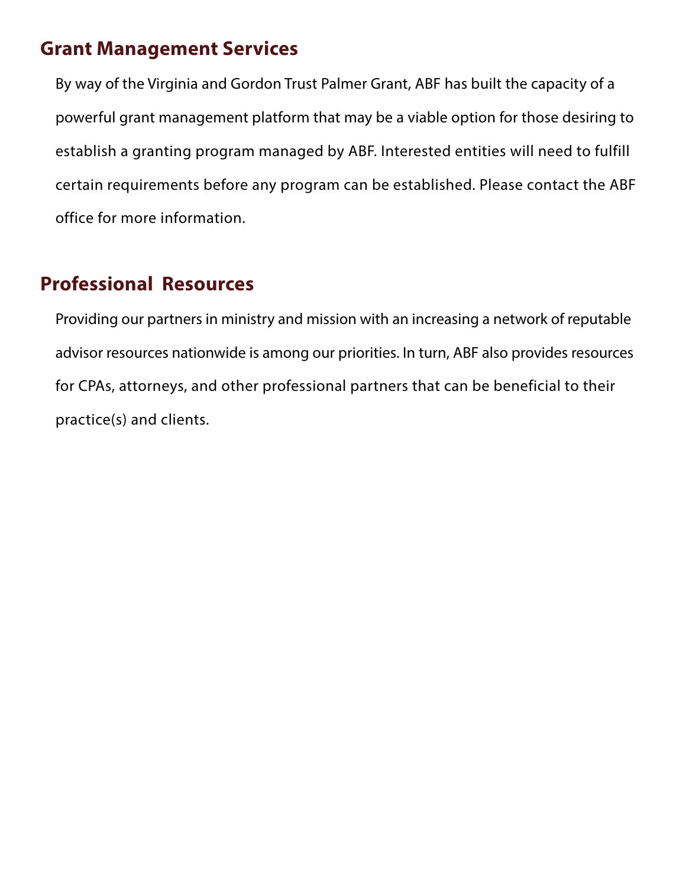## Grant Management Services

By way of the Virginia and Gordon Trust Palmer Grant, ABF has built the capacity of a powerful grant management platform that may be a viable option for those desiring to establish a granting program managed by ABF. Interested entities will need to fulfill certain requirements before any program can be established. Please contact the ABF office for more information.

## Professional Resources

Providing our partners in ministry and mission with an increasing a network of reputable advisor resources nationwide is among our priorities. In turn, ABF also provides resources for CPAs, attorneys, and other professional partners that can be beneficial to their practice(s) and clients.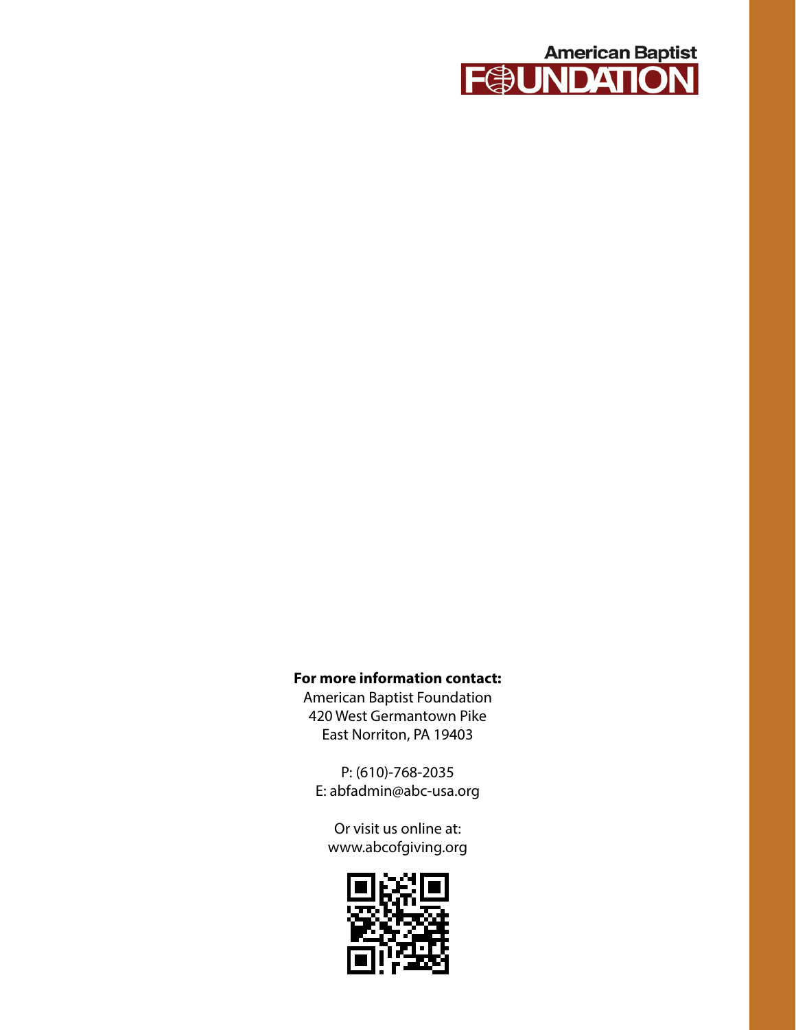American Baptist FOUNDATION

**For more information contact:**

American Baptist Foundation
420 West Germantown Pike
East Norriton, PA 19403

P: (610)-768-2035
E: abfadmin@abc-usa.org

Or visit us online at:
www.abcofgiving.org